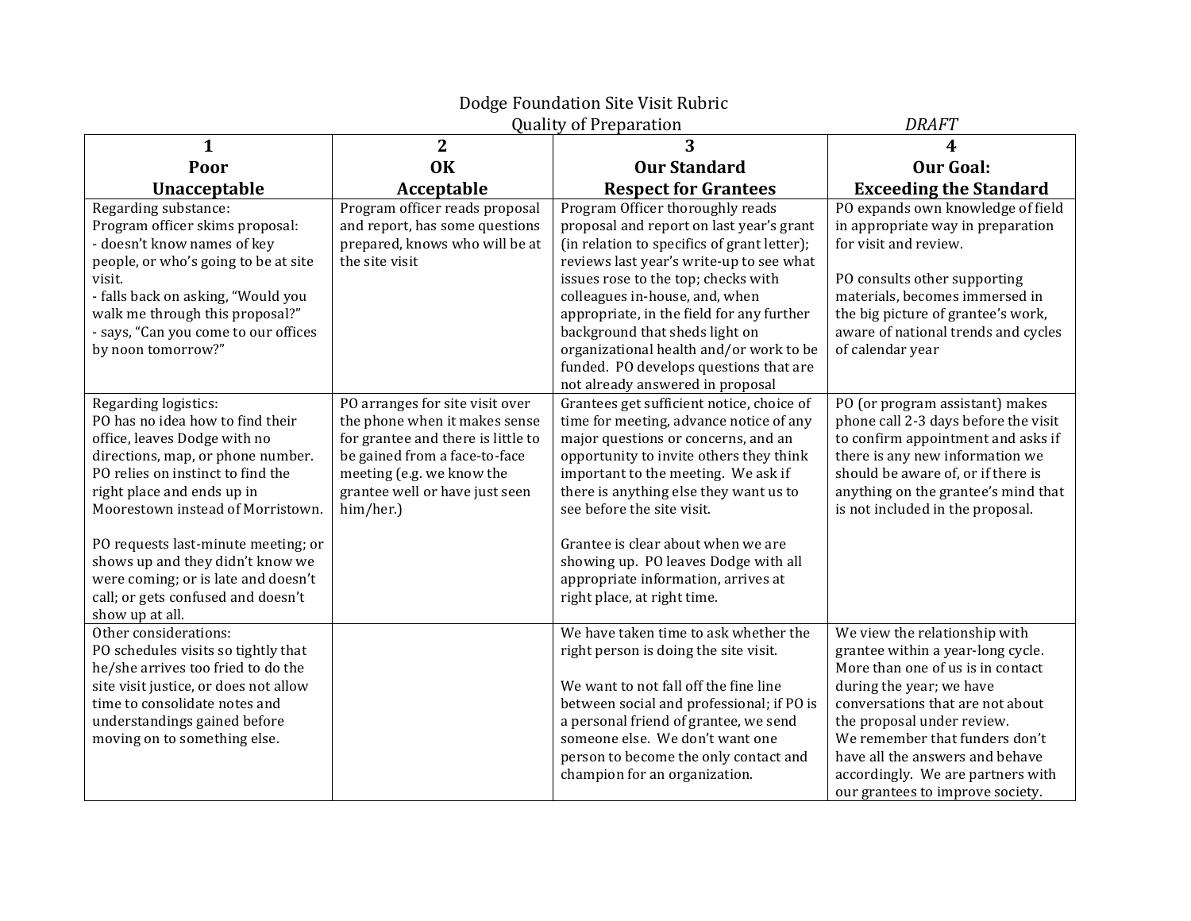# Dodge Foundation Site Visit Rubric

## Quality of Preparation

*DRAFT*

| 1<br>**Poor**<br>**Unacceptable** | 2<br>**OK**<br>**Acceptable** | 3<br>**Our Standard**<br>**Respect for Grantees** | 4<br>**Our Goal:**<br>**Exceeding the Standard** |
|---|---|---|---|
| Regarding substance:<br>Program officer skims proposal:<br>- doesn't know names of key people, or who's going to be at site visit.<br>- falls back on asking, "Would you walk me through this proposal?"<br>- says, "Can you come to our offices by noon tomorrow?" | Program officer reads proposal and report, has some questions prepared, knows who will be at the site visit | Program Officer thoroughly reads proposal and report on last year's grant (in relation to specifics of grant letter); reviews last year's write-up to see what issues rose to the top; checks with colleagues in-house, and, when appropriate, in the field for any further background that sheds light on organizational health and/or work to be funded. PO develops questions that are not already answered in proposal | PO expands own knowledge of field in appropriate way in preparation for visit and review.<br><br>PO consults other supporting materials, becomes immersed in the big picture of grantee's work, aware of national trends and cycles of calendar year |
| Regarding logistics:<br>PO has no idea how to find their office, leaves Dodge with no directions, map, or phone number. PO relies on instinct to find the right place and ends up in Moorestown instead of Morristown.<br><br>PO requests last-minute meeting; or shows up and they didn't know we were coming; or is late and doesn't call; or gets confused and doesn't show up at all. | PO arranges for site visit over the phone when it makes sense for grantee and there is little to be gained from a face-to-face meeting (e.g. we know the grantee well or have just seen him/her.) | Grantees get sufficient notice, choice of time for meeting, advance notice of any major questions or concerns, and an opportunity to invite others they think important to the meeting. We ask if there is anything else they want us to see before the site visit.<br><br>Grantee is clear about when we are showing up. PO leaves Dodge with all appropriate information, arrives at right place, at right time. | PO (or program assistant) makes phone call 2-3 days before the visit to confirm appointment and asks if there is any new information we should be aware of, or if there is anything on the grantee's mind that is not included in the proposal. |
| Other considerations:<br>PO schedules visits so tightly that he/she arrives too fried to do the site visit justice, or does not allow time to consolidate notes and understandings gained before moving on to something else. | | We have taken time to ask whether the right person is doing the site visit.<br><br>We want to not fall off the fine line between social and professional; if PO is a personal friend of grantee, we send someone else. We don't want one person to become the only contact and champion for an organization. | We view the relationship with grantee within a year-long cycle. More than one of us is in contact during the year; we have conversations that are not about the proposal under review.<br>We remember that funders don't have all the answers and behave accordingly. We are partners with our grantees to improve society. |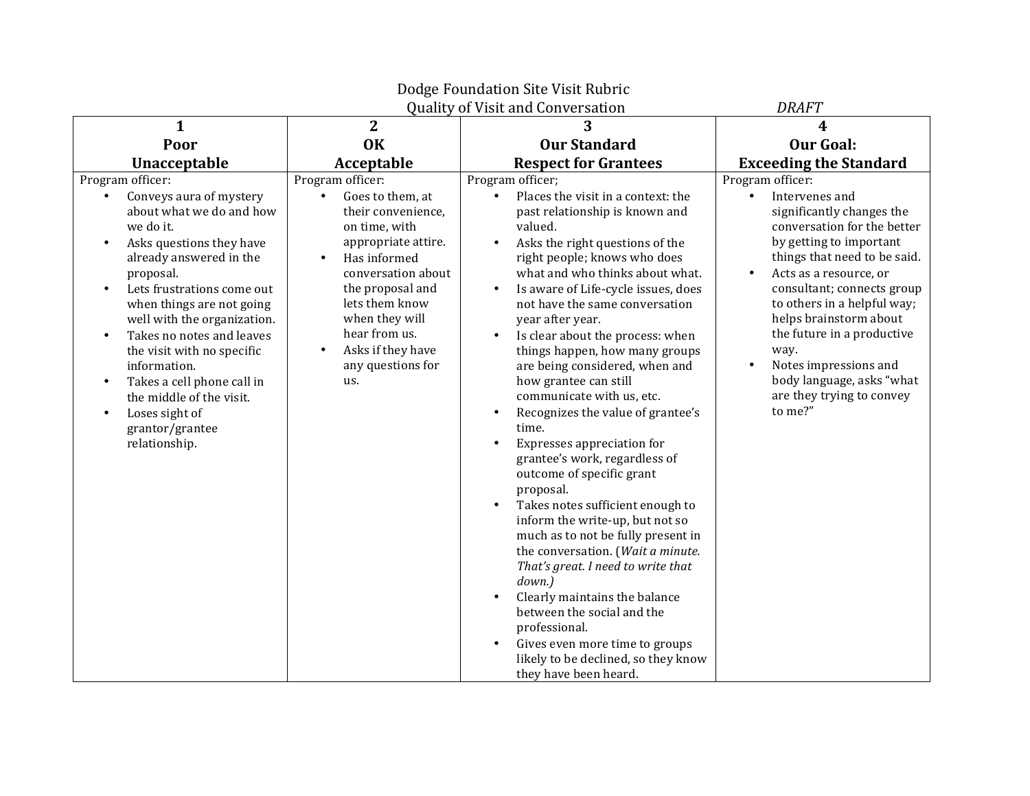# Dodge Foundation Site Visit Rubric

## Quality of Visit and Conversation

*DRAFT*

| 1<br>**Poor**<br>**Unacceptable** | 2<br>**OK**<br>**Acceptable** | 3<br>**Our Standard**<br>**Respect for Grantees** | 4<br>**Our Goal:**<br>**Exceeding the Standard** |
|---|---|---|---|
| Program officer:<br>• Conveys aura of mystery about what we do and how we do it.<br>• Asks questions they have already answered in the proposal.<br>• Lets frustrations come out when things are not going well with the organization.<br>• Takes no notes and leaves the visit with no specific information.<br>• Takes a cell phone call in the middle of the visit.<br>• Loses sight of grantor/grantee relationship. | Program officer:<br>• Goes to them, at their convenience, on time, with appropriate attire.<br>• Has informed conversation about the proposal and lets them know when they will hear from us.<br>• Asks if they have any questions for us. | Program officer;<br>• Places the visit in a context: the past relationship is known and valued.<br>• Asks the right questions of the right people; knows who does what and who thinks about what.<br>• Is aware of Life-cycle issues, does not have the same conversation year after year.<br>• Is clear about the process: when things happen, how many groups are being considered, when and how grantee can still communicate with us, etc.<br>• Recognizes the value of grantee's time.<br>• Expresses appreciation for grantee's work, regardless of outcome of specific grant proposal.<br>• Takes notes sufficient enough to inform the write-up, but not so much as to not be fully present in the conversation. (*Wait a minute. That's great. I need to write that down.)*<br>• Clearly maintains the balance between the social and the professional.<br>• Gives even more time to groups likely to be declined, so they know they have been heard. | Program officer:<br>• Intervenes and significantly changes the conversation for the better by getting to important things that need to be said.<br>• Acts as a resource, or consultant; connects group to others in a helpful way; helps brainstorm about the future in a productive way.<br>• Notes impressions and body language, asks "what are they trying to convey to me?" |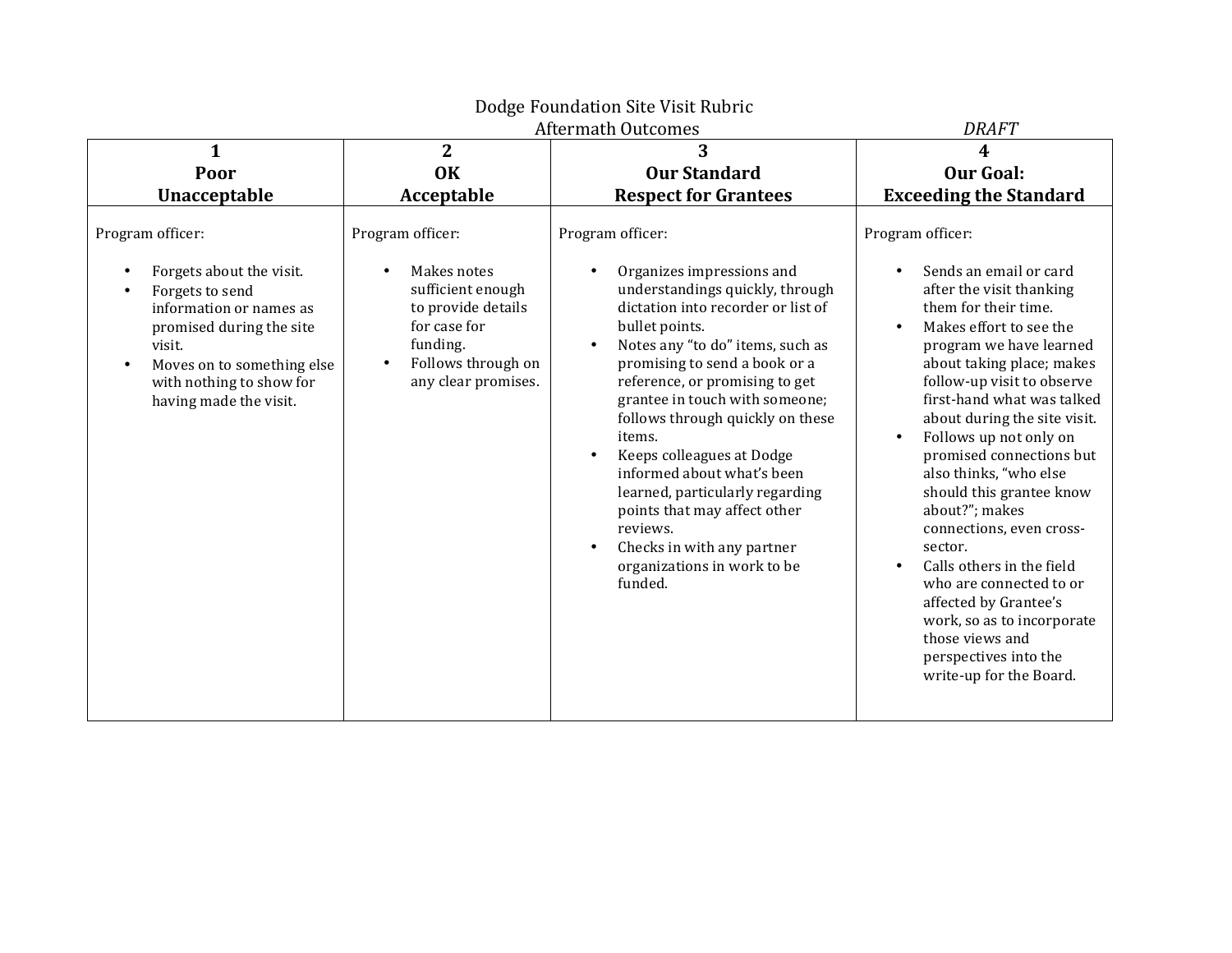# Dodge Foundation Site Visit Rubric

## Aftermath Outcomes

*DRAFT*

| 1<br>**Poor**<br>**Unacceptable** | 2<br>**OK**<br>**Acceptable** | 3<br>**Our Standard**<br>**Respect for Grantees** | 4<br>**Our Goal:**<br>**Exceeding the Standard** |
|---|---|---|---|
| Program officer:<br><br>• Forgets about the visit.<br>• Forgets to send information or names as promised during the site visit.<br>• Moves on to something else with nothing to show for having made the visit. | Program officer:<br><br>• Makes notes sufficient enough to provide details for case for funding.<br>• Follows through on any clear promises. | Program officer:<br><br>• Organizes impressions and understandings quickly, through dictation into recorder or list of bullet points.<br>• Notes any "to do" items, such as promising to send a book or a reference, or promising to get grantee in touch with someone; follows through quickly on these items.<br>• Keeps colleagues at Dodge informed about what's been learned, particularly regarding points that may affect other reviews.<br>• Checks in with any partner organizations in work to be funded. | Program officer:<br><br>• Sends an email or card after the visit thanking them for their time.<br>• Makes effort to see the program we have learned about taking place; makes follow-up visit to observe first-hand what was talked about during the site visit.<br>• Follows up not only on promised connections but also thinks, "who else should this grantee know about?"; makes connections, even cross-sector.<br>• Calls others in the field who are connected to or affected by Grantee's work, so as to incorporate those views and perspectives into the write-up for the Board. |